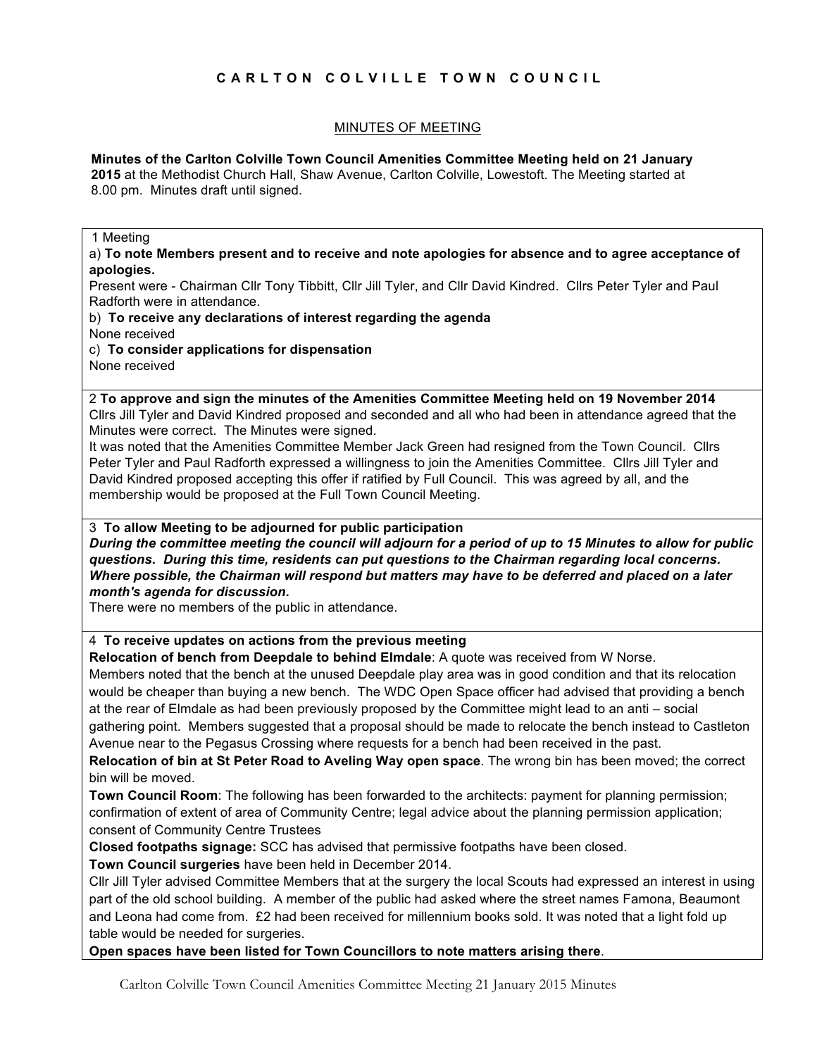# C A R L T O N   C O L V I L L E   T O W N   C O U N C I L

MINUTES OF MEETING

**Minutes of the Carlton Colville Town Council Amenities Committee Meeting held on 21 January 2015** at the Methodist Church Hall, Shaw Avenue, Carlton Colville, Lowestoft. The Meeting started at 8.00 pm. Minutes draft until signed.

1 Meeting

a) **To note Members present and to receive and note apologies for absence and to agree acceptance of apologies.**

Present were - Chairman Cllr Tony Tibbitt, Cllr Jill Tyler, and Cllr David Kindred. Cllrs Peter Tyler and Paul Radforth were in attendance.

b) **To receive any declarations of interest regarding the agenda**

None received

c) **To consider applications for dispensation**

None received

2 **To approve and sign the minutes of the Amenities Committee Meeting held on 19 November 2014**

Cllrs Jill Tyler and David Kindred proposed and seconded and all who had been in attendance agreed that the Minutes were correct. The Minutes were signed.

It was noted that the Amenities Committee Member Jack Green had resigned from the Town Council. Cllrs Peter Tyler and Paul Radforth expressed a willingness to join the Amenities Committee. Cllrs Jill Tyler and David Kindred proposed accepting this offer if ratified by Full Council. This was agreed by all, and the membership would be proposed at the Full Town Council Meeting.

3 **To allow Meeting to be adjourned for public participation**

***During the committee meeting the council will adjourn for a period of up to 15 Minutes to allow for public questions. During this time, residents can put questions to the Chairman regarding local concerns. Where possible, the Chairman will respond but matters may have to be deferred and placed on a later month's agenda for discussion.***

There were no members of the public in attendance.

4 **To receive updates on actions from the previous meeting**

**Relocation of bench from Deepdale to behind Elmdale**: A quote was received from W Norse.

Members noted that the bench at the unused Deepdale play area was in good condition and that its relocation would be cheaper than buying a new bench. The WDC Open Space officer had advised that providing a bench at the rear of Elmdale as had been previously proposed by the Committee might lead to an anti – social gathering point. Members suggested that a proposal should be made to relocate the bench instead to Castleton Avenue near to the Pegasus Crossing where requests for a bench had been received in the past.

**Relocation of bin at St Peter Road to Aveling Way open space**. The wrong bin has been moved; the correct bin will be moved.

**Town Council Room**: The following has been forwarded to the architects: payment for planning permission; confirmation of extent of area of Community Centre; legal advice about the planning permission application; consent of Community Centre Trustees

**Closed footpaths signage:** SCC has advised that permissive footpaths have been closed.

**Town Council surgeries** have been held in December 2014.

Cllr Jill Tyler advised Committee Members that at the surgery the local Scouts had expressed an interest in using part of the old school building. A member of the public had asked where the street names Famona, Beaumont and Leona had come from. £2 had been received for millennium books sold. It was noted that a light fold up table would be needed for surgeries.

**Open spaces have been listed for Town Councillors to note matters arising there**.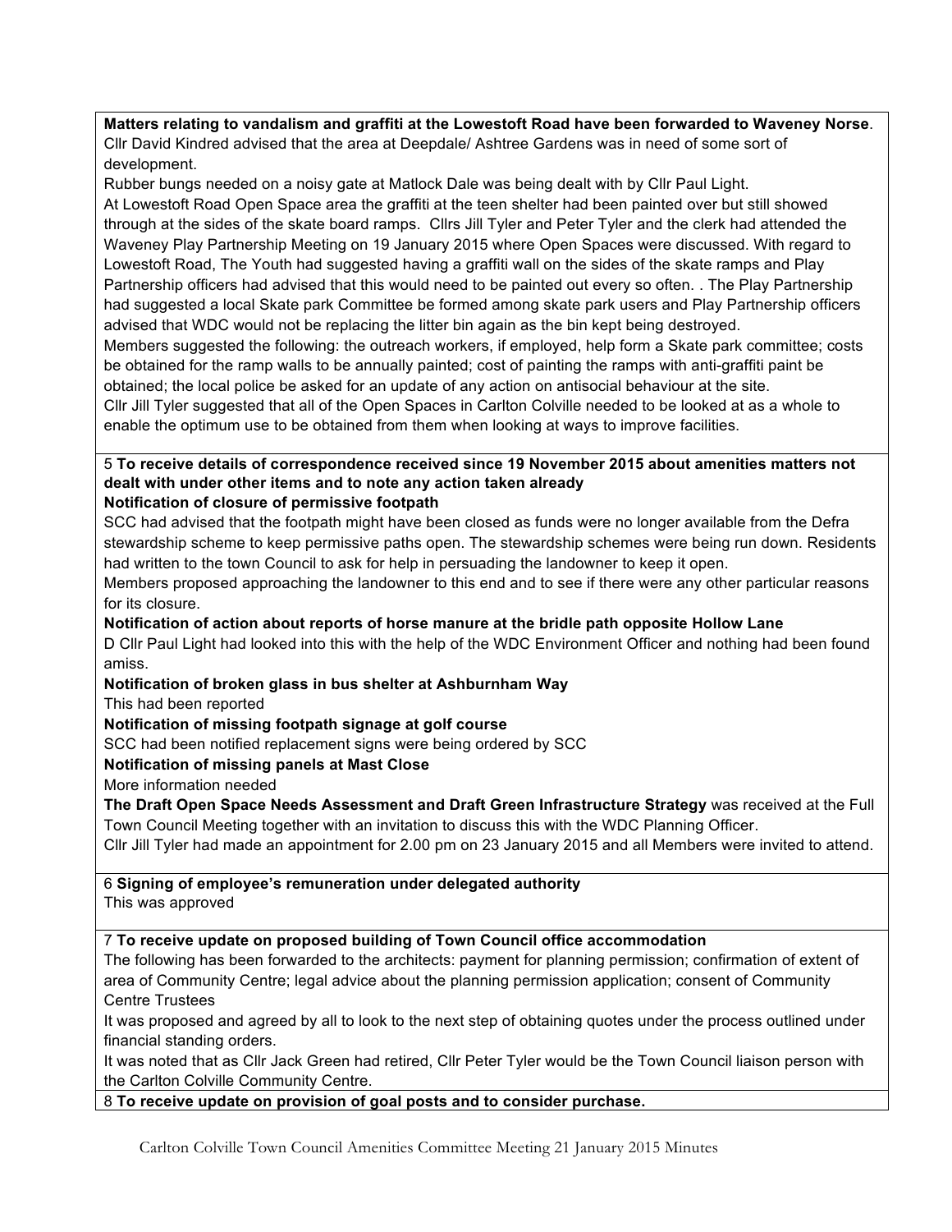**Matters relating to vandalism and graffiti at the Lowestoft Road have been forwarded to Waveney Norse**.
Cllr David Kindred advised that the area at Deepdale/ Ashtree Gardens was in need of some sort of development.
Rubber bungs needed on a noisy gate at Matlock Dale was being dealt with by Cllr Paul Light.
At Lowestoft Road Open Space area the graffiti at the teen shelter had been painted over but still showed through at the sides of the skate board ramps. Cllrs Jill Tyler and Peter Tyler and the clerk had attended the Waveney Play Partnership Meeting on 19 January 2015 where Open Spaces were discussed. With regard to Lowestoft Road, The Youth had suggested having a graffiti wall on the sides of the skate ramps and Play Partnership officers had advised that this would need to be painted out every so often. . The Play Partnership had suggested a local Skate park Committee be formed among skate park users and Play Partnership officers advised that WDC would not be replacing the litter bin again as the bin kept being destroyed.
Members suggested the following: the outreach workers, if employed, help form a Skate park committee; costs be obtained for the ramp walls to be annually painted; cost of painting the ramps with anti-graffiti paint be obtained; the local police be asked for an update of any action on antisocial behaviour at the site.
Cllr Jill Tyler suggested that all of the Open Spaces in Carlton Colville needed to be looked at as a whole to enable the optimum use to be obtained from them when looking at ways to improve facilities.

5 **To receive details of correspondence received since 19 November 2015 about amenities matters not dealt with under other items and to note any action taken already**

**Notification of closure of permissive footpath**
SCC had advised that the footpath might have been closed as funds were no longer available from the Defra stewardship scheme to keep permissive paths open. The stewardship schemes were being run down. Residents had written to the town Council to ask for help in persuading the landowner to keep it open.
Members proposed approaching the landowner to this end and to see if there were any other particular reasons for its closure.

**Notification of action about reports of horse manure at the bridle path opposite Hollow Lane**
D Cllr Paul Light had looked into this with the help of the WDC Environment Officer and nothing had been found amiss.

**Notification of broken glass in bus shelter at Ashburnham Way**
This had been reported

**Notification of missing footpath signage at golf course**
SCC had been notified replacement signs were being ordered by SCC

**Notification of missing panels at Mast Close**
More information needed

**The Draft Open Space Needs Assessment and Draft Green Infrastructure Strategy** was received at the Full Town Council Meeting together with an invitation to discuss this with the WDC Planning Officer.
Cllr Jill Tyler had made an appointment for 2.00 pm on 23 January 2015 and all Members were invited to attend.

6 **Signing of employee's remuneration under delegated authority**
This was approved

7 **To receive update on proposed building of Town Council office accommodation**
The following has been forwarded to the architects: payment for planning permission; confirmation of extent of area of Community Centre; legal advice about the planning permission application; consent of Community Centre Trustees
It was proposed and agreed by all to look to the next step of obtaining quotes under the process outlined under financial standing orders.
It was noted that as Cllr Jack Green had retired, Cllr Peter Tyler would be the Town Council liaison person with the Carlton Colville Community Centre.

8 **To receive update on provision of goal posts and to consider purchase.**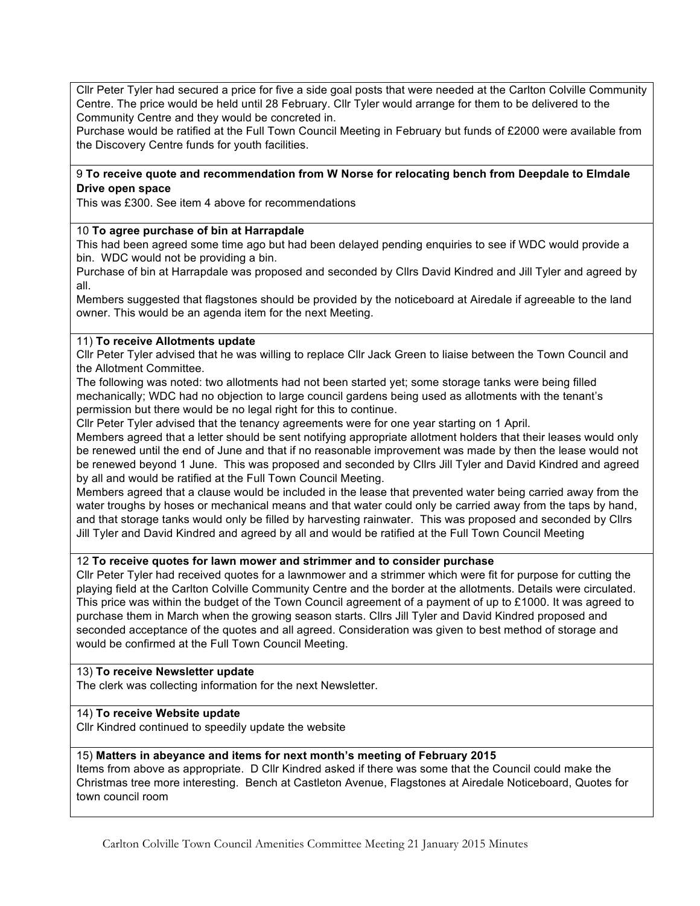Cllr Peter Tyler had secured a price for five a side goal posts that were needed at the Carlton Colville Community Centre. The price would be held until 28 February. Cllr Tyler would arrange for them to be delivered to the Community Centre and they would be concreted in.
Purchase would be ratified at the Full Town Council Meeting in February but funds of £2000 were available from the Discovery Centre funds for youth facilities.

9 **To receive quote and recommendation from W Norse for relocating bench from Deepdale to Elmdale Drive open space**
This was £300. See item 4 above for recommendations

10 **To agree purchase of bin at Harrapdale**
This had been agreed some time ago but had been delayed pending enquiries to see if WDC would provide a bin. WDC would not be providing a bin.
Purchase of bin at Harrapdale was proposed and seconded by Cllrs David Kindred and Jill Tyler and agreed by all.
Members suggested that flagstones should be provided by the noticeboard at Airedale if agreeable to the land owner. This would be an agenda item for the next Meeting.

11) **To receive Allotments update**
Cllr Peter Tyler advised that he was willing to replace Cllr Jack Green to liaise between the Town Council and the Allotment Committee.
The following was noted: two allotments had not been started yet; some storage tanks were being filled mechanically; WDC had no objection to large council gardens being used as allotments with the tenant's permission but there would be no legal right for this to continue.
Cllr Peter Tyler advised that the tenancy agreements were for one year starting on 1 April.
Members agreed that a letter should be sent notifying appropriate allotment holders that their leases would only be renewed until the end of June and that if no reasonable improvement was made by then the lease would not be renewed beyond 1 June. This was proposed and seconded by Cllrs Jill Tyler and David Kindred and agreed by all and would be ratified at the Full Town Council Meeting.
Members agreed that a clause would be included in the lease that prevented water being carried away from the water troughs by hoses or mechanical means and that water could only be carried away from the taps by hand, and that storage tanks would only be filled by harvesting rainwater. This was proposed and seconded by Cllrs Jill Tyler and David Kindred and agreed by all and would be ratified at the Full Town Council Meeting

12 **To receive quotes for lawn mower and strimmer and to consider purchase**
Cllr Peter Tyler had received quotes for a lawnmower and a strimmer which were fit for purpose for cutting the playing field at the Carlton Colville Community Centre and the border at the allotments. Details were circulated. This price was within the budget of the Town Council agreement of a payment of up to £1000. It was agreed to purchase them in March when the growing season starts. Cllrs Jill Tyler and David Kindred proposed and seconded acceptance of the quotes and all agreed. Consideration was given to best method of storage and would be confirmed at the Full Town Council Meeting.

13) **To receive Newsletter update**
The clerk was collecting information for the next Newsletter.

14) **To receive Website update**
Cllr Kindred continued to speedily update the website

15) **Matters in abeyance and items for next month's meeting of February 2015**
Items from above as appropriate. D Cllr Kindred asked if there was some that the Council could make the Christmas tree more interesting. Bench at Castleton Avenue, Flagstones at Airedale Noticeboard, Quotes for town council room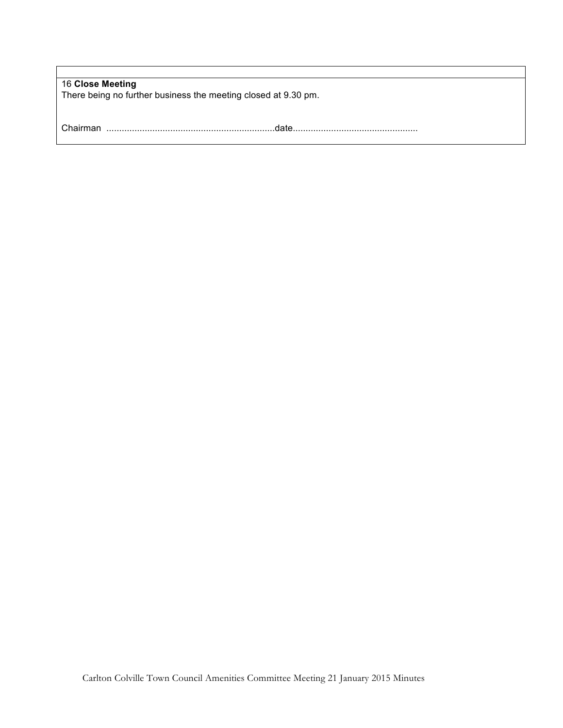16 **Close Meeting**

There being no further business the meeting closed at 9.30 pm.

Chairman .................................................................date................................................